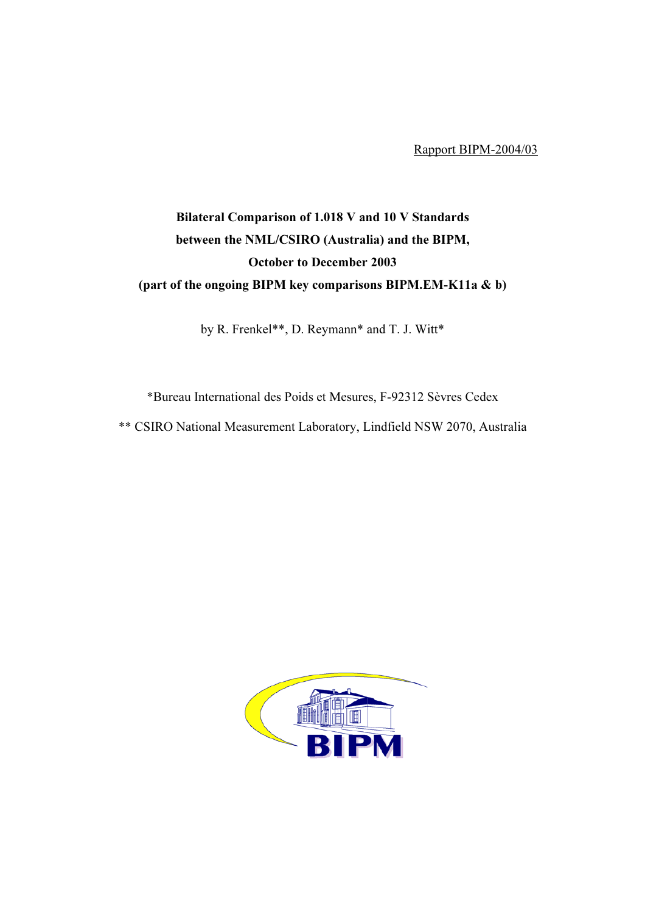Rapport BIPM-2004/03

# Bilateral Comparison of 1.018 V and 10 V Standards between the NML/CSIRO (Australia) and the BIPM, October to December 2003 (part of the ongoing BIPM key comparisons BIPM.EM-K11a & b)

by R. Frenkel**, D. Reymann* and T. J. Witt*

*Bureau International des Poids et Mesures, F-92312 Sèvres Cedex

** CSIRO National Measurement Laboratory, Lindfield NSW 2070, Australia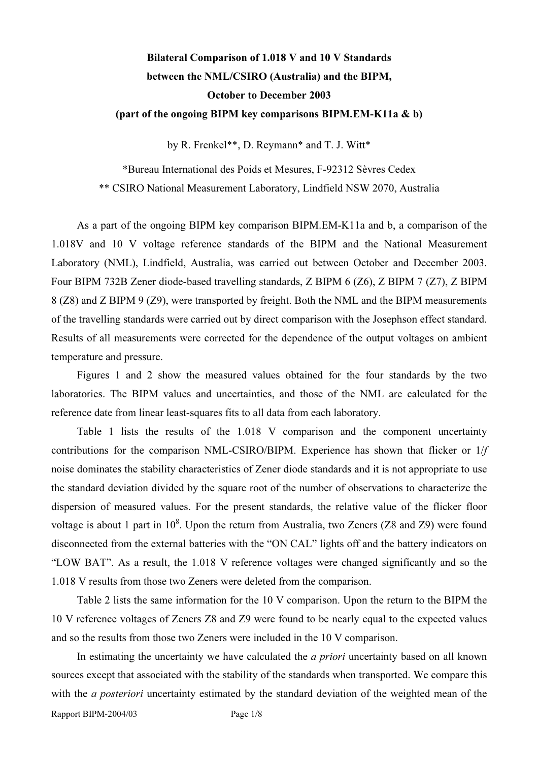**Bilateral Comparison of 1.018 V and 10 V Standards**
**between the NML/CSIRO (Australia) and the BIPM,**
**October to December 2003**
**(part of the ongoing BIPM key comparisons BIPM.EM-K11a & b)**

by R. Frenkel**, D. Reymann* and T. J. Witt*

*Bureau International des Poids et Mesures, F-92312 Sèvres Cedex

** CSIRO National Measurement Laboratory, Lindfield NSW 2070, Australia

As a part of the ongoing BIPM key comparison BIPM.EM-K11a and b, a comparison of the 1.018V and 10 V voltage reference standards of the BIPM and the National Measurement Laboratory (NML), Lindfield, Australia, was carried out between October and December 2003. Four BIPM 732B Zener diode-based travelling standards, Z BIPM 6 (Z6), Z BIPM 7 (Z7), Z BIPM 8 (Z8) and Z BIPM 9 (Z9), were transported by freight. Both the NML and the BIPM measurements of the travelling standards were carried out by direct comparison with the Josephson effect standard. Results of all measurements were corrected for the dependence of the output voltages on ambient temperature and pressure.

Figures 1 and 2 show the measured values obtained for the four standards by the two laboratories. The BIPM values and uncertainties, and those of the NML are calculated for the reference date from linear least-squares fits to all data from each laboratory.

Table 1 lists the results of the 1.018 V comparison and the component uncertainty contributions for the comparison NML-CSIRO/BIPM. Experience has shown that flicker or 1/*f* noise dominates the stability characteristics of Zener diode standards and it is not appropriate to use the standard deviation divided by the square root of the number of observations to characterize the dispersion of measured values. For the present standards, the relative value of the flicker floor voltage is about 1 part in $10^8$. Upon the return from Australia, two Zeners (Z8 and Z9) were found disconnected from the external batteries with the "ON CAL" lights off and the battery indicators on "LOW BAT". As a result, the 1.018 V reference voltages were changed significantly and so the 1.018 V results from those two Zeners were deleted from the comparison.

Table 2 lists the same information for the 10 V comparison. Upon the return to the BIPM the 10 V reference voltages of Zeners Z8 and Z9 were found to be nearly equal to the expected values and so the results from those two Zeners were included in the 10 V comparison.

In estimating the uncertainty we have calculated the *a priori* uncertainty based on all known sources except that associated with the stability of the standards when transported. We compare this with the *a posteriori* uncertainty estimated by the standard deviation of the weighted mean of the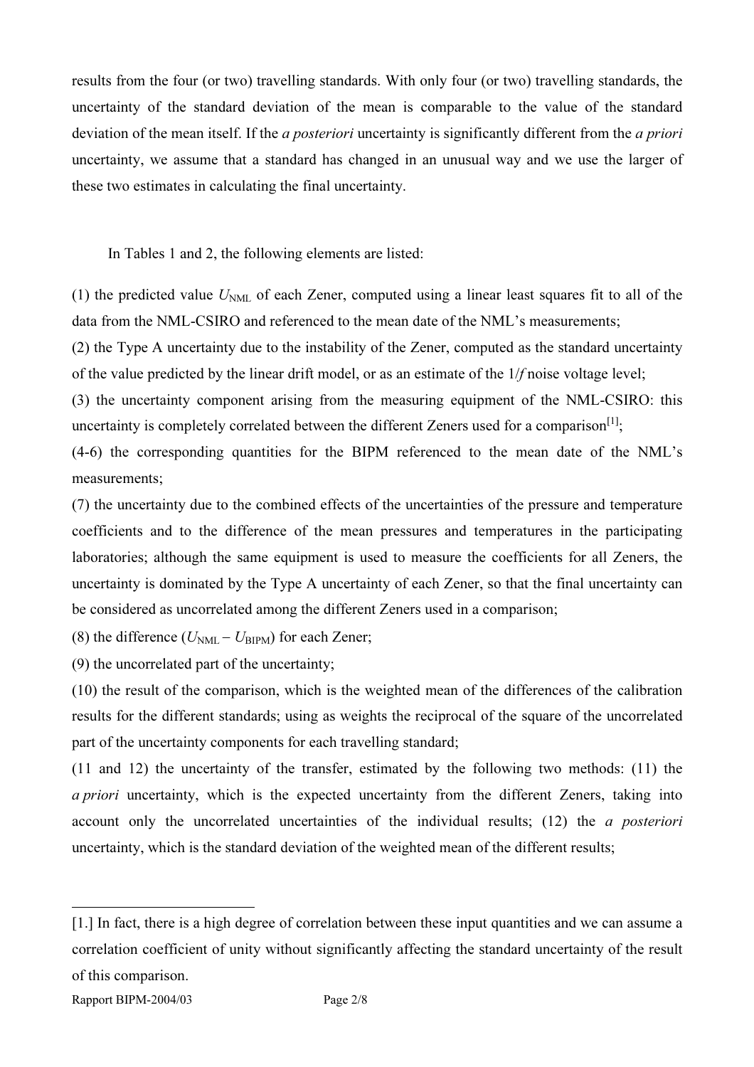results from the four (or two) travelling standards. With only four (or two) travelling standards, the uncertainty of the standard deviation of the mean is comparable to the value of the standard deviation of the mean itself. If the *a posteriori* uncertainty is significantly different from the *a priori* uncertainty, we assume that a standard has changed in an unusual way and we use the larger of these two estimates in calculating the final uncertainty.

In Tables 1 and 2, the following elements are listed:

(1) the predicted value $U_{NML}$ of each Zener, computed using a linear least squares fit to all of the data from the NML-CSIRO and referenced to the mean date of the NML's measurements;

(2) the Type A uncertainty due to the instability of the Zener, computed as the standard uncertainty of the value predicted by the linear drift model, or as an estimate of the $1/f$ noise voltage level;

(3) the uncertainty component arising from the measuring equipment of the NML-CSIRO: this uncertainty is completely correlated between the different Zeners used for a comparison[1];

(4-6) the corresponding quantities for the BIPM referenced to the mean date of the NML's measurements;

(7) the uncertainty due to the combined effects of the uncertainties of the pressure and temperature coefficients and to the difference of the mean pressures and temperatures in the participating laboratories; although the same equipment is used to measure the coefficients for all Zeners, the uncertainty is dominated by the Type A uncertainty of each Zener, so that the final uncertainty can be considered as uncorrelated among the different Zeners used in a comparison;

(8) the difference ($U_{NML} - U_{BIPM}$) for each Zener;

(9) the uncorrelated part of the uncertainty;

(10) the result of the comparison, which is the weighted mean of the differences of the calibration results for the different standards; using as weights the reciprocal of the square of the uncorrelated part of the uncertainty components for each travelling standard;

(11 and 12) the uncertainty of the transfer, estimated by the following two methods: (11) the *a priori* uncertainty, which is the expected uncertainty from the different Zeners, taking into account only the uncorrelated uncertainties of the individual results; (12) the *a posteriori* uncertainty, which is the standard deviation of the weighted mean of the different results;

---

[1.] In fact, there is a high degree of correlation between these input quantities and we can assume a correlation coefficient of unity without significantly affecting the standard uncertainty of the result of this comparison.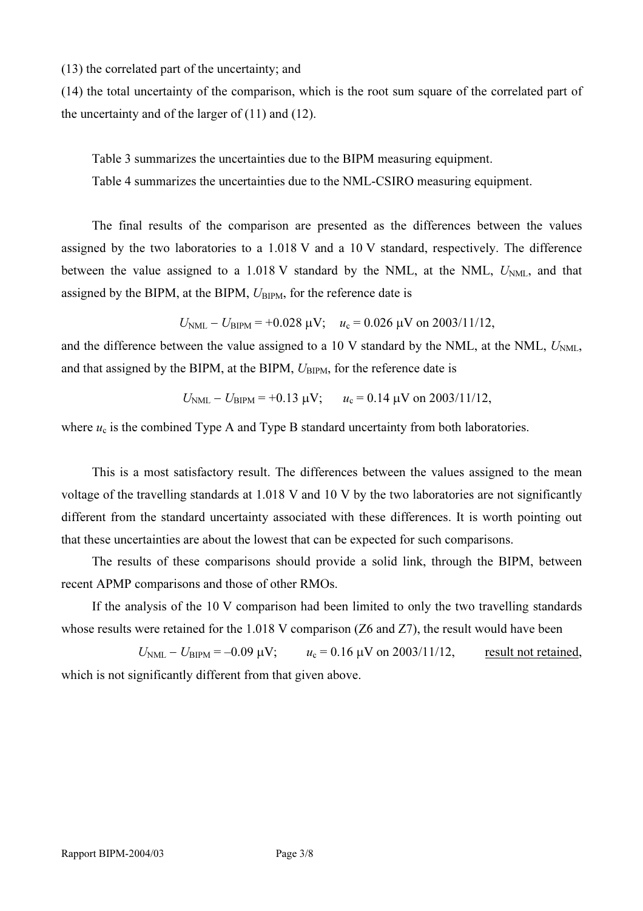(13) the correlated part of the uncertainty; and

(14) the total uncertainty of the comparison, which is the root sum square of the correlated part of the uncertainty and of the larger of (11) and (12).

Table 3 summarizes the uncertainties due to the BIPM measuring equipment.

Table 4 summarizes the uncertainties due to the NML-CSIRO measuring equipment.

The final results of the comparison are presented as the differences between the values assigned by the two laboratories to a 1.018 V and a 10 V standard, respectively. The difference between the value assigned to a 1.018 V standard by the NML, at the NML, $U_{\mathrm{NML}}$, and that assigned by the BIPM, at the BIPM, $U_{\mathrm{BIPM}}$, for the reference date is

$$U_{\mathrm{NML}} - U_{\mathrm{BIPM}} = +0.028\ \mu\mathrm{V}; \quad u_{\mathrm{c}} = 0.026\ \mu\mathrm{V} \text{ on 2003/11/12,}$$

and the difference between the value assigned to a 10 V standard by the NML, at the NML, $U_{\mathrm{NML}}$, and that assigned by the BIPM, at the BIPM, $U_{\mathrm{BIPM}}$, for the reference date is

$$U_{\mathrm{NML}} - U_{\mathrm{BIPM}} = +0.13\ \mu\mathrm{V}; \quad u_{\mathrm{c}} = 0.14\ \mu\mathrm{V} \text{ on 2003/11/12,}$$

where $u_{\mathrm{c}}$ is the combined Type A and Type B standard uncertainty from both laboratories.

This is a most satisfactory result. The differences between the values assigned to the mean voltage of the travelling standards at 1.018 V and 10 V by the two laboratories are not significantly different from the standard uncertainty associated with these differences. It is worth pointing out that these uncertainties are about the lowest that can be expected for such comparisons.

The results of these comparisons should provide a solid link, through the BIPM, between recent APMP comparisons and those of other RMOs.

If the analysis of the 10 V comparison had been limited to only the two travelling standards whose results were retained for the 1.018 V comparison (Z6 and Z7), the result would have been

$$U_{\mathrm{NML}} - U_{\mathrm{BIPM}} = -0.09\ \mu\mathrm{V}; \quad u_{\mathrm{c}} = 0.16\ \mu\mathrm{V} \text{ on 2003/11/12,} \quad \underline{\text{result not retained}},$$

which is not significantly different from that given above.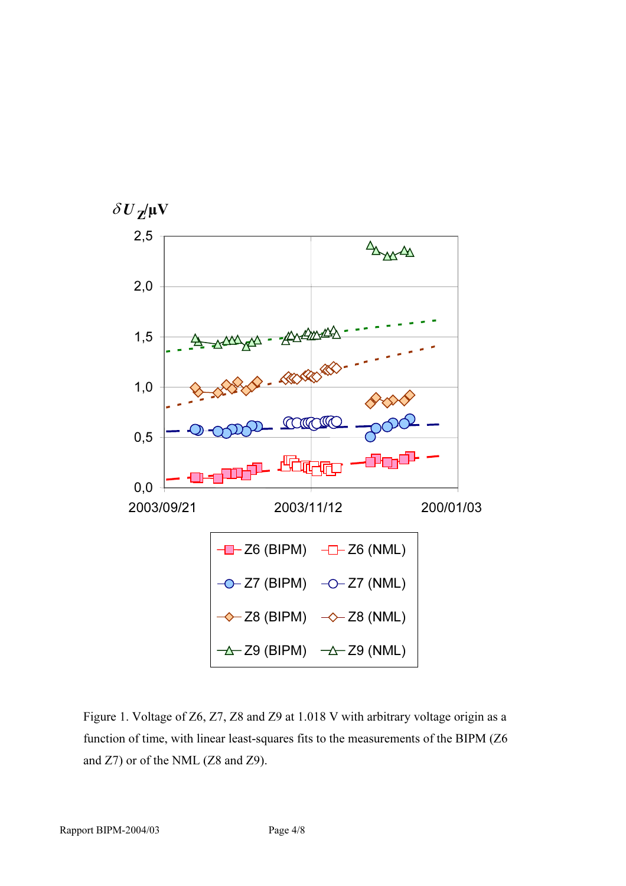Figure 1. Voltage of Z6, Z7, Z8 and Z9 at 1.018 V with arbitrary voltage origin as a function of time, with linear least-squares fits to the measurements of the BIPM (Z6 and Z7) or of the NML (Z8 and Z9).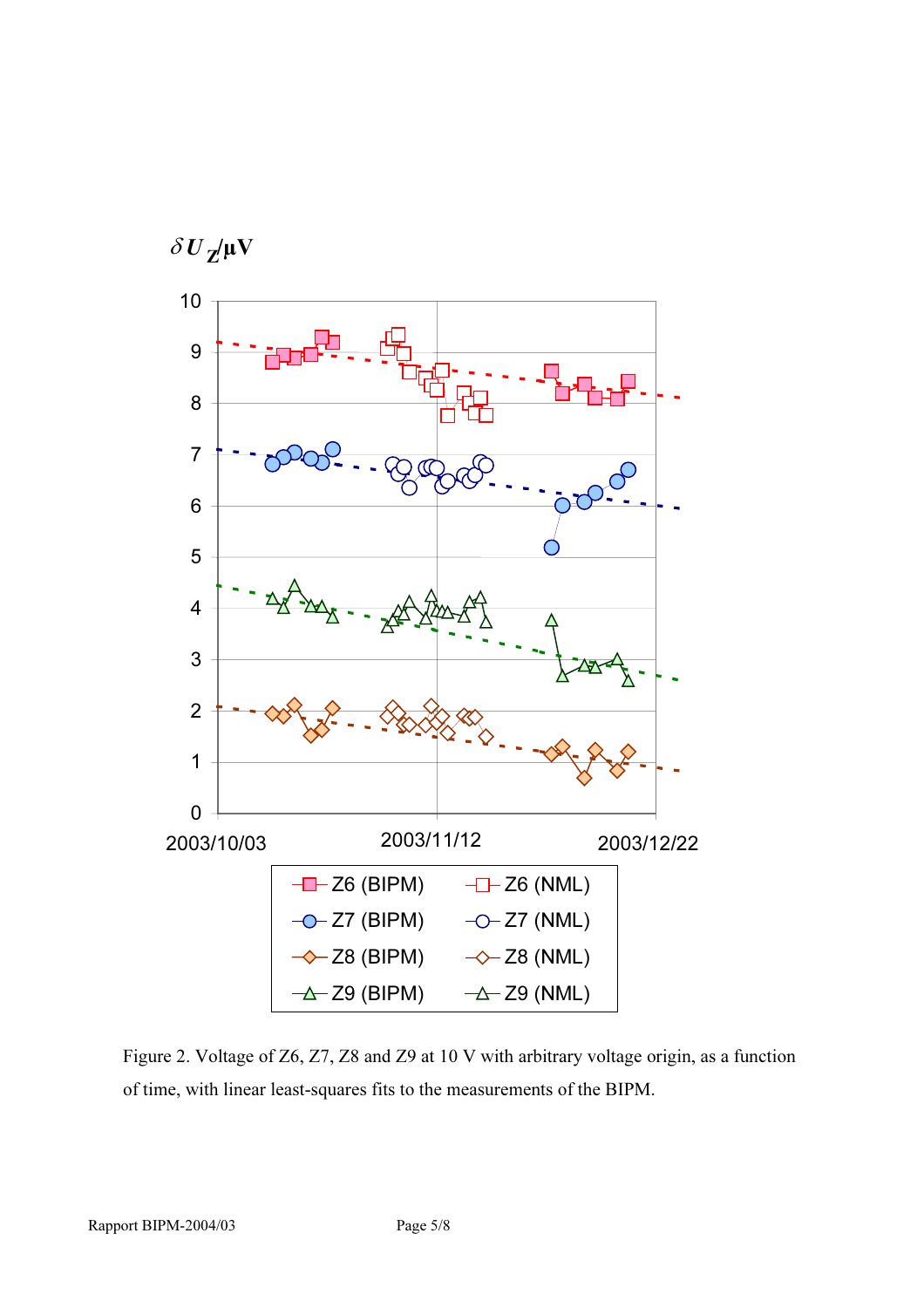Figure 2. Voltage of Z6, Z7, Z8 and Z9 at 10 V with arbitrary voltage origin, as a function of time, with linear least-squares fits to the measurements of the BIPM.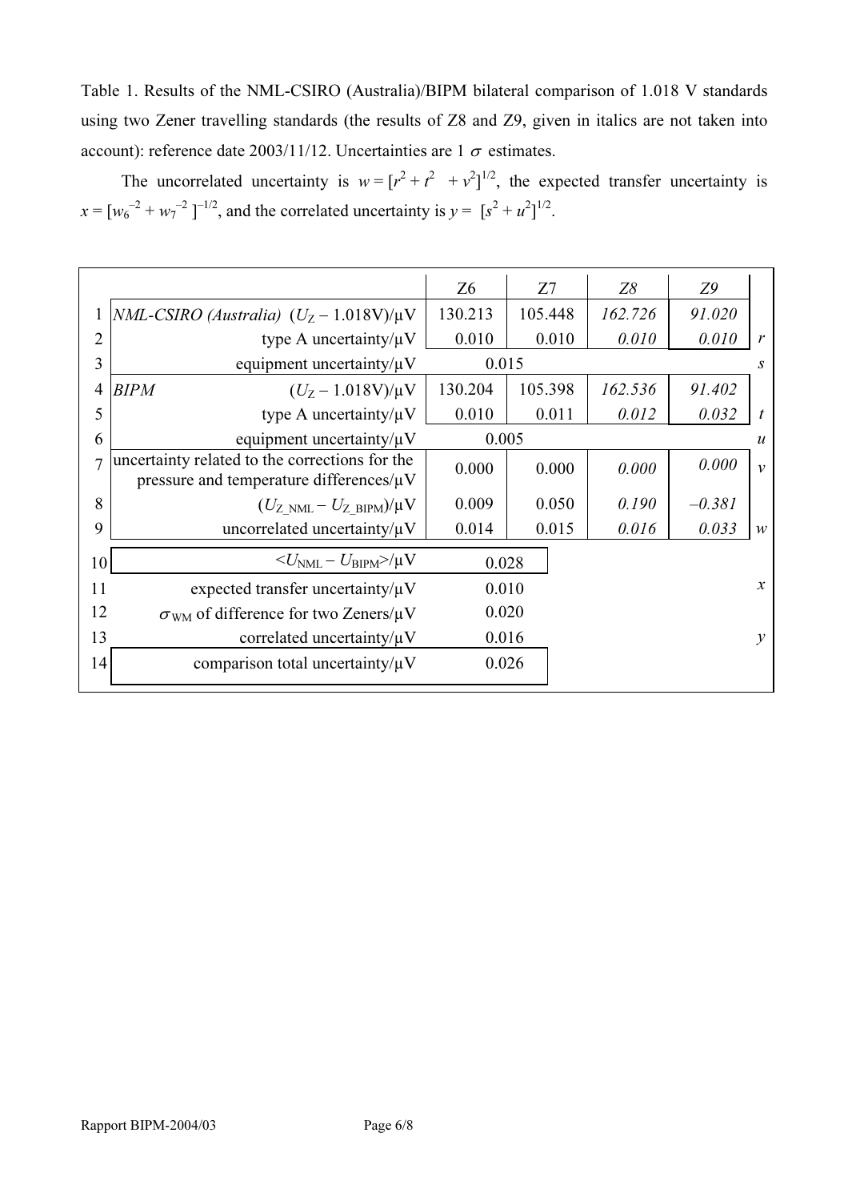Table 1. Results of the NML-CSIRO (Australia)/BIPM bilateral comparison of 1.018 V standards using two Zener travelling standards (the results of Z8 and Z9, given in italics are not taken into account): reference date 2003/11/12. Uncertainties are 1 $\sigma$ estimates.

The uncorrelated uncertainty is $w = [r^2 + t^2 + v^2]^{1/2}$, the expected transfer uncertainty is $x = [w_6^{-2} + w_7^{-2}]^{-1/2}$, and the correlated uncertainty is $y = [s^2 + u^2]^{1/2}$.

| | | Z6 | Z7 | *Z8* | *Z9* | |
|---|---|---|---|---|---|---|
| 1 | *NML-CSIRO (Australia)* $(U_Z - 1.018\text{V})/\mu\text{V}$ | 130.213 | 105.448 | *162.726* | *91.020* | |
| 2 | type A uncertainty/μV | 0.010 | 0.010 | *0.010* | *0.010* | $r$ |
| 3 | equipment uncertainty/μV | 0.015 | | | | $s$ |
| 4 | *BIPM* $(U_Z - 1.018\text{V})/\mu\text{V}$ | 130.204 | 105.398 | *162.536* | *91.402* | |
| 5 | type A uncertainty/μV | 0.010 | 0.011 | *0.012* | *0.032* | $t$ |
| 6 | equipment uncertainty/μV | 0.005 | | | | $u$ |
| 7 | uncertainty related to the corrections for the pressure and temperature differences/μV | 0.000 | 0.000 | *0.000* | *0.000* | $v$ |
| 8 | $(U_{Z\_NML} - U_{Z\_BIPM})/\mu\text{V}$ | 0.009 | 0.050 | *0.190* | *−0.381* | |
| 9 | uncorrelated uncertainty/μV | 0.014 | 0.015 | *0.016* | *0.033* | $w$ |
| 10 | $<U_{NML} - U_{BIPM}>/\mu\text{V}$ | 0.028 | | | | |
| 11 | expected transfer uncertainty/μV | 0.010 | | | | $x$ |
| 12 | $\sigma_{WM}$ of difference for two Zeners/μV | 0.020 | | | | |
| 13 | correlated uncertainty/μV | 0.016 | | | | $y$ |
| 14 | comparison total uncertainty/μV | 0.026 | | | | |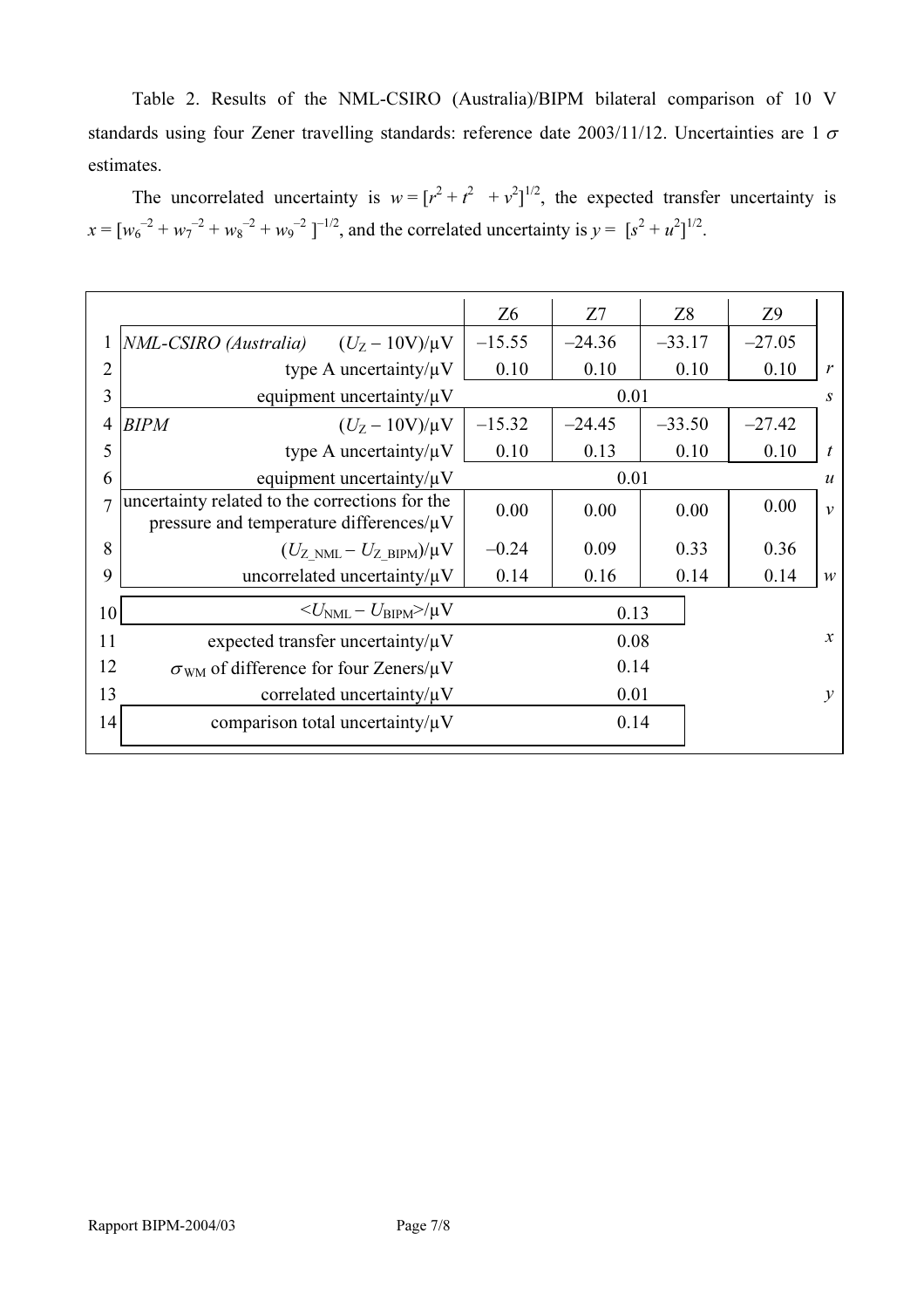Table 2. Results of the NML-CSIRO (Australia)/BIPM bilateral comparison of 10 V standards using four Zener travelling standards: reference date 2003/11/12. Uncertainties are 1 $\sigma$ estimates.

The uncorrelated uncertainty is $w = [r^2 + t^2 + v^2]^{1/2}$, the expected transfer uncertainty is $x = [w_6^{-2} + w_7^{-2} + w_8^{-2} + w_9^{-2}]^{-1/2}$, and the correlated uncertainty is $y = [s^2 + u^2]^{1/2}$.

| | | Z6 | Z7 | Z8 | Z9 | |
|---|---|---|---|---|---|---|
| 1 | *NML-CSIRO (Australia)* $(U_Z - 10\text{V})/\mu\text{V}$ | –15.55 | –24.36 | –33.17 | –27.05 | |
| 2 | type A uncertainty/μV | 0.10 | 0.10 | 0.10 | 0.10 | *r* |
| 3 | equipment uncertainty/μV | 0.01 | | | | *s* |
| 4 | *BIPM* $(U_Z - 10\text{V})/\mu\text{V}$ | –15.32 | –24.45 | –33.50 | –27.42 | |
| 5 | type A uncertainty/μV | 0.10 | 0.13 | 0.10 | 0.10 | *t* |
| 6 | equipment uncertainty/μV | 0.01 | | | | *u* |
| 7 | uncertainty related to the corrections for the pressure and temperature differences/μV | 0.00 | 0.00 | 0.00 | 0.00 | *v* |
| 8 | $(U_{Z\_NML} - U_{Z\_BIPM})/\mu\text{V}$ | –0.24 | 0.09 | 0.33 | 0.36 | |
| 9 | uncorrelated uncertainty/μV | 0.14 | 0.16 | 0.14 | 0.14 | *w* |
| 10 | $\langle U_{NML} - U_{BIPM} \rangle/\mu\text{V}$ | 0.13 | | | | |
| 11 | expected transfer uncertainty/μV | 0.08 | | | | *x* |
| 12 | $\sigma_{WM}$ of difference for four Zeners/μV | 0.14 | | | | |
| 13 | correlated uncertainty/μV | 0.01 | | | | *y* |
| 14 | comparison total uncertainty/μV | 0.14 | | | | |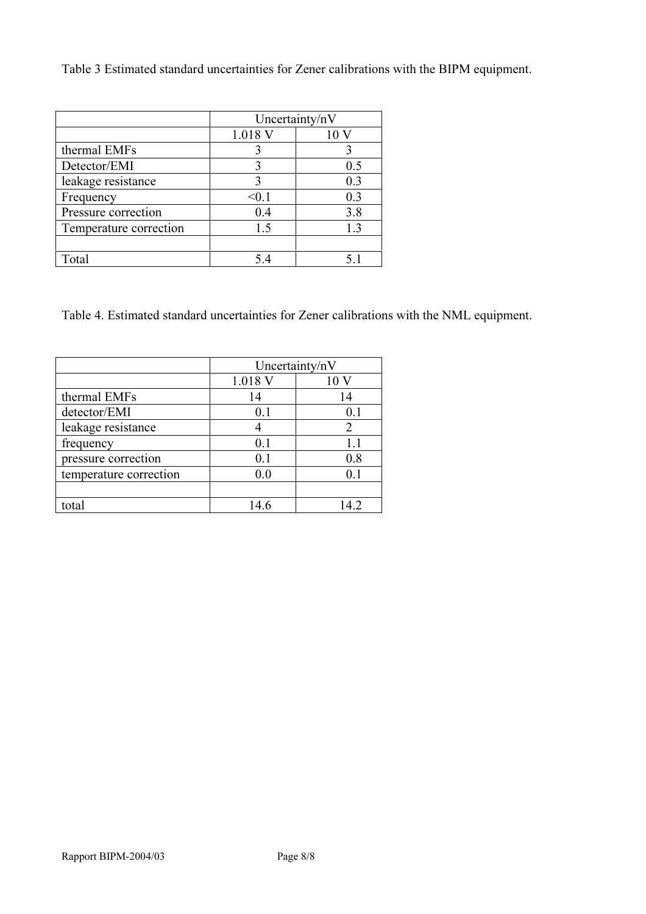Table 3 Estimated standard uncertainties for Zener calibrations with the BIPM equipment.

| | Uncertainty/nV | |
|---|---|---|
| | 1.018 V | 10 V |
| thermal EMFs | 3 | 3 |
| Detector/EMI | 3 | 0.5 |
| leakage resistance | 3 | 0.3 |
| Frequency | <0.1 | 0.3 |
| Pressure correction | 0.4 | 3.8 |
| Temperature correction | 1.5 | 1.3 |
| | | |
| Total | 5.4 | 5.1 |

Table 4. Estimated standard uncertainties for Zener calibrations with the NML equipment.

| | Uncertainty/nV | |
|---|---|---|
| | 1.018 V | 10 V |
| thermal EMFs | 14 | 14 |
| detector/EMI | 0.1 | 0.1 |
| leakage resistance | 4 | 2 |
| frequency | 0.1 | 1.1 |
| pressure correction | 0.1 | 0.8 |
| temperature correction | 0.0 | 0.1 |
| | | |
| total | 14.6 | 14.2 |